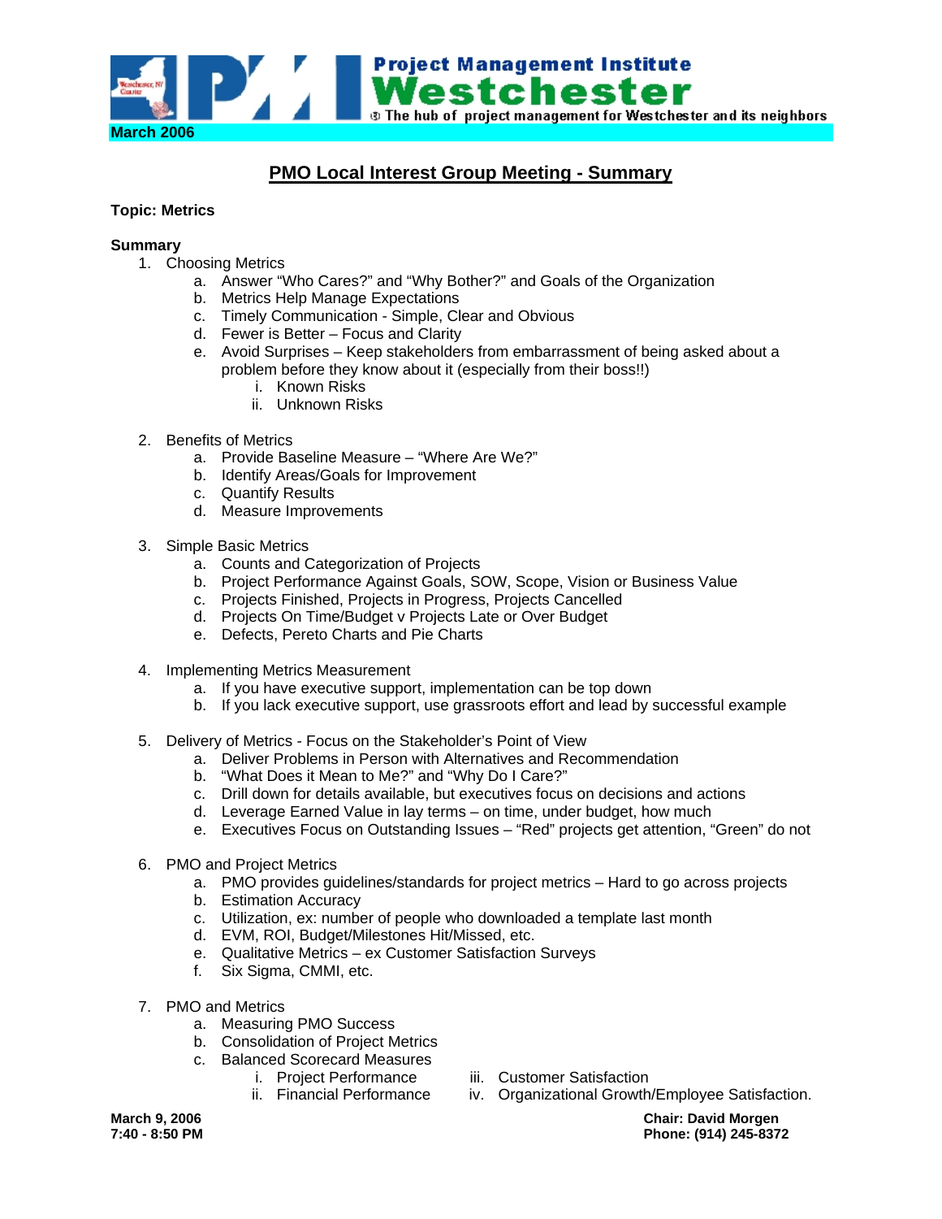Project Management Institute
Westchester
The hub of project management for Westchester and its neighbors

March 2006

# PMO Local Interest Group Meeting - Summary

**Topic: Metrics**

**Summary**

1. Choosing Metrics
   a. Answer "Who Cares?" and "Why Bother?" and Goals of the Organization
   b. Metrics Help Manage Expectations
   c. Timely Communication - Simple, Clear and Obvious
   d. Fewer is Better – Focus and Clarity
   e. Avoid Surprises – Keep stakeholders from embarrassment of being asked about a problem before they know about it (especially from their boss!!)
      i. Known Risks
      ii. Unknown Risks

2. Benefits of Metrics
   a. Provide Baseline Measure – "Where Are We?"
   b. Identify Areas/Goals for Improvement
   c. Quantify Results
   d. Measure Improvements

3. Simple Basic Metrics
   a. Counts and Categorization of Projects
   b. Project Performance Against Goals, SOW, Scope, Vision or Business Value
   c. Projects Finished, Projects in Progress, Projects Cancelled
   d. Projects On Time/Budget v Projects Late or Over Budget
   e. Defects, Pereto Charts and Pie Charts

4. Implementing Metrics Measurement
   a. If you have executive support, implementation can be top down
   b. If you lack executive support, use grassroots effort and lead by successful example

5. Delivery of Metrics - Focus on the Stakeholder's Point of View
   a. Deliver Problems in Person with Alternatives and Recommendation
   b. "What Does it Mean to Me?" and "Why Do I Care?"
   c. Drill down for details available, but executives focus on decisions and actions
   d. Leverage Earned Value in lay terms – on time, under budget, how much
   e. Executives Focus on Outstanding Issues – "Red" projects get attention, "Green" do not

6. PMO and Project Metrics
   a. PMO provides guidelines/standards for project metrics – Hard to go across projects
   b. Estimation Accuracy
   c. Utilization, ex: number of people who downloaded a template last month
   d. EVM, ROI, Budget/Milestones Hit/Missed, etc.
   e. Qualitative Metrics – ex Customer Satisfaction Surveys
   f. Six Sigma, CMMI, etc.

7. PMO and Metrics
   a. Measuring PMO Success
   b. Consolidation of Project Metrics
   c. Balanced Scorecard Measures
      i. Project Performance
      ii. Financial Performance
      iii. Customer Satisfaction
      iv. Organizational Growth/Employee Satisfaction.

**March 9, 2006**
**7:40 - 8:50 PM**

**Chair: David Morgen**
**Phone: (914) 245-8372**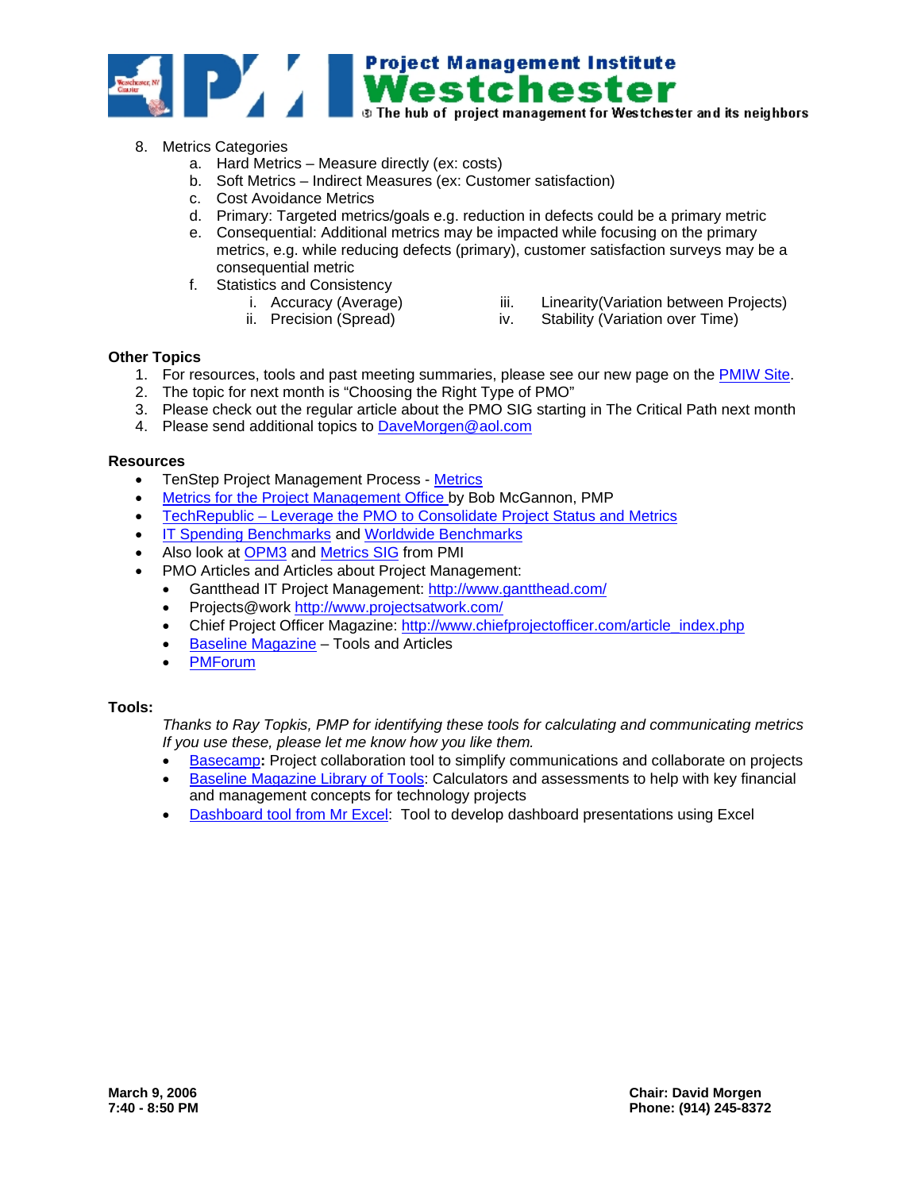8. Metrics Categories
    a. Hard Metrics – Measure directly (ex: costs)
    b. Soft Metrics – Indirect Measures (ex: Customer satisfaction)
    c. Cost Avoidance Metrics
    d. Primary: Targeted metrics/goals e.g. reduction in defects could be a primary metric
    e. Consequential: Additional metrics may be impacted while focusing on the primary metrics, e.g. while reducing defects (primary), customer satisfaction surveys may be a consequential metric
    f. Statistics and Consistency
        i. Accuracy (Average)
        ii. Precision (Spread)
        iii. Linearity(Variation between Projects)
        iv. Stability (Variation over Time)

**Other Topics**

1. For resources, tools and past meeting summaries, please see our new page on the PMIW Site.
2. The topic for next month is "Choosing the Right Type of PMO"
3. Please check out the regular article about the PMO SIG starting in The Critical Path next month
4. Please send additional topics to DaveMorgen@aol.com

**Resources**

- TenStep Project Management Process - Metrics
- Metrics for the Project Management Office by Bob McGannon, PMP
- TechRepublic – Leverage the PMO to Consolidate Project Status and Metrics
- IT Spending Benchmarks and Worldwide Benchmarks
- Also look at OPM3 and Metrics SIG from PMI
- PMO Articles and Articles about Project Management:
    - Gantthead IT Project Management: http://www.gantthead.com/
    - Projects@work http://www.projectsatwork.com/
    - Chief Project Officer Magazine: http://www.chiefprojectofficer.com/article_index.php
    - Baseline Magazine – Tools and Articles
    - PMForum

**Tools:**

*Thanks to Ray Topkis, PMP for identifying these tools for calculating and communicating metrics*
*If you use these, please let me know how you like them.*

- Basecamp**:** Project collaboration tool to simplify communications and collaborate on projects
- Baseline Magazine Library of Tools: Calculators and assessments to help with key financial and management concepts for technology projects
- Dashboard tool from Mr Excel: Tool to develop dashboard presentations using Excel

**March 9, 2006**
**7:40 - 8:50 PM**

**Chair: David Morgen**
**Phone: (914) 245-8372**